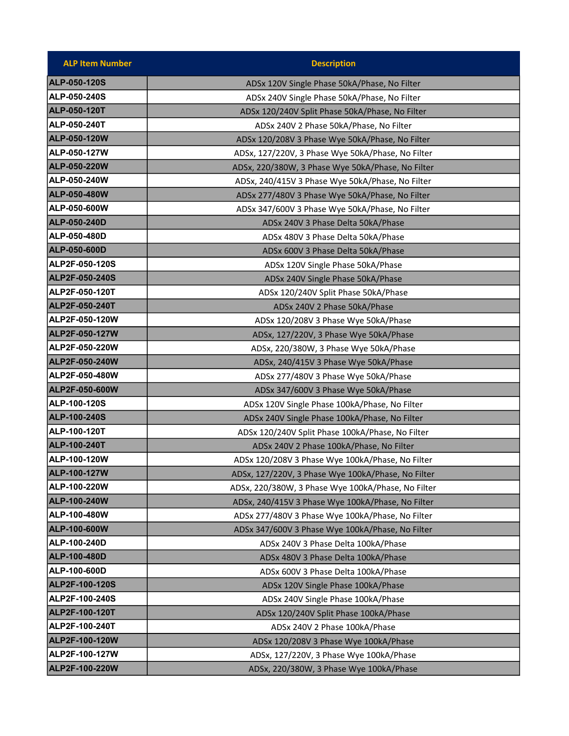| ALP Item Number | Description |
| --- | --- |
| ALP-050-120S | ADSx 120V Single Phase 50kA/Phase, No Filter |
| ALP-050-240S | ADSx 240V Single Phase 50kA/Phase, No Filter |
| ALP-050-120T | ADSx 120/240V Split Phase 50kA/Phase, No Filter |
| ALP-050-240T | ADSx 240V 2 Phase 50kA/Phase, No Filter |
| ALP-050-120W | ADSx 120/208V 3 Phase Wye 50kA/Phase, No Filter |
| ALP-050-127W | ADSx, 127/220V, 3 Phase Wye 50kA/Phase, No Filter |
| ALP-050-220W | ADSx, 220/380W, 3 Phase Wye 50kA/Phase, No Filter |
| ALP-050-240W | ADSx, 240/415V 3 Phase Wye 50kA/Phase, No Filter |
| ALP-050-480W | ADSx 277/480V 3 Phase Wye 50kA/Phase, No Filter |
| ALP-050-600W | ADSx 347/600V 3 Phase Wye 50kA/Phase, No Filter |
| ALP-050-240D | ADSx 240V 3 Phase Delta 50kA/Phase |
| ALP-050-480D | ADSx 480V 3 Phase Delta 50kA/Phase |
| ALP-050-600D | ADSx 600V 3 Phase Delta 50kA/Phase |
| ALP2F-050-120S | ADSx 120V Single Phase 50kA/Phase |
| ALP2F-050-240S | ADSx 240V Single Phase 50kA/Phase |
| ALP2F-050-120T | ADSx 120/240V Split Phase 50kA/Phase |
| ALP2F-050-240T | ADSx 240V 2 Phase 50kA/Phase |
| ALP2F-050-120W | ADSx 120/208V 3 Phase Wye 50kA/Phase |
| ALP2F-050-127W | ADSx, 127/220V, 3 Phase Wye 50kA/Phase |
| ALP2F-050-220W | ADSx, 220/380W, 3 Phase Wye 50kA/Phase |
| ALP2F-050-240W | ADSx, 240/415V 3 Phase Wye 50kA/Phase |
| ALP2F-050-480W | ADSx 277/480V 3 Phase Wye 50kA/Phase |
| ALP2F-050-600W | ADSx 347/600V 3 Phase Wye 50kA/Phase |
| ALP-100-120S | ADSx 120V Single Phase 100kA/Phase, No Filter |
| ALP-100-240S | ADSx 240V Single Phase 100kA/Phase, No Filter |
| ALP-100-120T | ADSx 120/240V Split Phase 100kA/Phase, No Filter |
| ALP-100-240T | ADSx 240V 2 Phase 100kA/Phase, No Filter |
| ALP-100-120W | ADSx 120/208V 3 Phase Wye 100kA/Phase, No Filter |
| ALP-100-127W | ADSx, 127/220V, 3 Phase Wye 100kA/Phase, No Filter |
| ALP-100-220W | ADSx, 220/380W, 3 Phase Wye 100kA/Phase, No Filter |
| ALP-100-240W | ADSx, 240/415V 3 Phase Wye 100kA/Phase, No Filter |
| ALP-100-480W | ADSx 277/480V 3 Phase Wye 100kA/Phase, No Filter |
| ALP-100-600W | ADSx 347/600V 3 Phase Wye 100kA/Phase, No Filter |
| ALP-100-240D | ADSx 240V 3 Phase Delta 100kA/Phase |
| ALP-100-480D | ADSx 480V 3 Phase Delta 100kA/Phase |
| ALP-100-600D | ADSx 600V 3 Phase Delta 100kA/Phase |
| ALP2F-100-120S | ADSx 120V Single Phase 100kA/Phase |
| ALP2F-100-240S | ADSx 240V Single Phase 100kA/Phase |
| ALP2F-100-120T | ADSx 120/240V Split Phase 100kA/Phase |
| ALP2F-100-240T | ADSx 240V 2 Phase 100kA/Phase |
| ALP2F-100-120W | ADSx 120/208V 3 Phase Wye 100kA/Phase |
| ALP2F-100-127W | ADSx, 127/220V, 3 Phase Wye 100kA/Phase |
| ALP2F-100-220W | ADSx, 220/380W, 3 Phase Wye 100kA/Phase |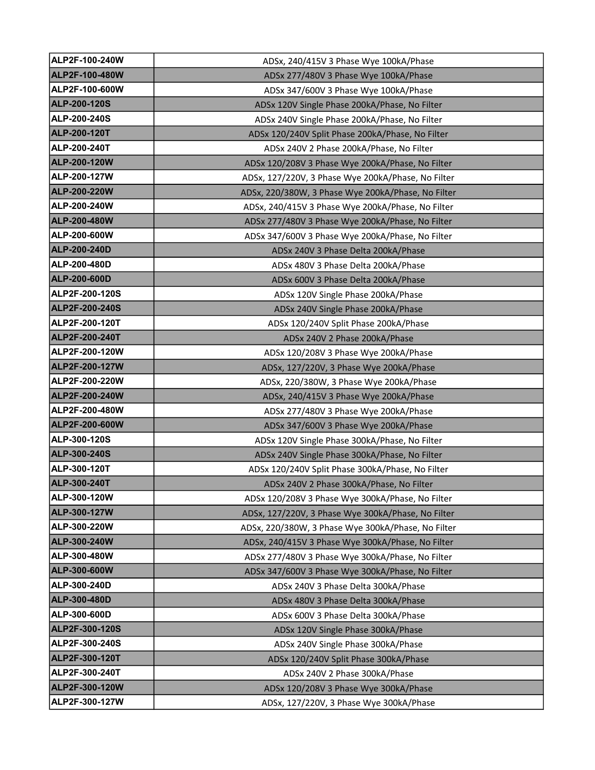| | |
|---|---|
| ALP2F-100-240W | ADSx, 240/415V 3 Phase Wye 100kA/Phase |
| ALP2F-100-480W | ADSx 277/480V 3 Phase Wye 100kA/Phase |
| ALP2F-100-600W | ADSx 347/600V 3 Phase Wye 100kA/Phase |
| ALP-200-120S | ADSx 120V Single Phase 200kA/Phase, No Filter |
| ALP-200-240S | ADSx 240V Single Phase 200kA/Phase, No Filter |
| ALP-200-120T | ADSx 120/240V Split Phase 200kA/Phase, No Filter |
| ALP-200-240T | ADSx 240V 2 Phase 200kA/Phase, No Filter |
| ALP-200-120W | ADSx 120/208V 3 Phase Wye 200kA/Phase, No Filter |
| ALP-200-127W | ADSx, 127/220V, 3 Phase Wye 200kA/Phase, No Filter |
| ALP-200-220W | ADSx, 220/380W, 3 Phase Wye 200kA/Phase, No Filter |
| ALP-200-240W | ADSx, 240/415V 3 Phase Wye 200kA/Phase, No Filter |
| ALP-200-480W | ADSx 277/480V 3 Phase Wye 200kA/Phase, No Filter |
| ALP-200-600W | ADSx 347/600V 3 Phase Wye 200kA/Phase, No Filter |
| ALP-200-240D | ADSx 240V 3 Phase Delta 200kA/Phase |
| ALP-200-480D | ADSx 480V 3 Phase Delta 200kA/Phase |
| ALP-200-600D | ADSx 600V 3 Phase Delta 200kA/Phase |
| ALP2F-200-120S | ADSx 120V Single Phase 200kA/Phase |
| ALP2F-200-240S | ADSx 240V Single Phase 200kA/Phase |
| ALP2F-200-120T | ADSx 120/240V Split Phase 200kA/Phase |
| ALP2F-200-240T | ADSx 240V 2 Phase 200kA/Phase |
| ALP2F-200-120W | ADSx 120/208V 3 Phase Wye 200kA/Phase |
| ALP2F-200-127W | ADSx, 127/220V, 3 Phase Wye 200kA/Phase |
| ALP2F-200-220W | ADSx, 220/380W, 3 Phase Wye 200kA/Phase |
| ALP2F-200-240W | ADSx, 240/415V 3 Phase Wye 200kA/Phase |
| ALP2F-200-480W | ADSx 277/480V 3 Phase Wye 200kA/Phase |
| ALP2F-200-600W | ADSx 347/600V 3 Phase Wye 200kA/Phase |
| ALP-300-120S | ADSx 120V Single Phase 300kA/Phase, No Filter |
| ALP-300-240S | ADSx 240V Single Phase 300kA/Phase, No Filter |
| ALP-300-120T | ADSx 120/240V Split Phase 300kA/Phase, No Filter |
| ALP-300-240T | ADSx 240V 2 Phase 300kA/Phase, No Filter |
| ALP-300-120W | ADSx 120/208V 3 Phase Wye 300kA/Phase, No Filter |
| ALP-300-127W | ADSx, 127/220V, 3 Phase Wye 300kA/Phase, No Filter |
| ALP-300-220W | ADSx, 220/380W, 3 Phase Wye 300kA/Phase, No Filter |
| ALP-300-240W | ADSx, 240/415V 3 Phase Wye 300kA/Phase, No Filter |
| ALP-300-480W | ADSx 277/480V 3 Phase Wye 300kA/Phase, No Filter |
| ALP-300-600W | ADSx 347/600V 3 Phase Wye 300kA/Phase, No Filter |
| ALP-300-240D | ADSx 240V 3 Phase Delta 300kA/Phase |
| ALP-300-480D | ADSx 480V 3 Phase Delta 300kA/Phase |
| ALP-300-600D | ADSx 600V 3 Phase Delta 300kA/Phase |
| ALP2F-300-120S | ADSx 120V Single Phase 300kA/Phase |
| ALP2F-300-240S | ADSx 240V Single Phase 300kA/Phase |
| ALP2F-300-120T | ADSx 120/240V Split Phase 300kA/Phase |
| ALP2F-300-240T | ADSx 240V 2 Phase 300kA/Phase |
| ALP2F-300-120W | ADSx 120/208V 3 Phase Wye 300kA/Phase |
| ALP2F-300-127W | ADSx, 127/220V, 3 Phase Wye 300kA/Phase |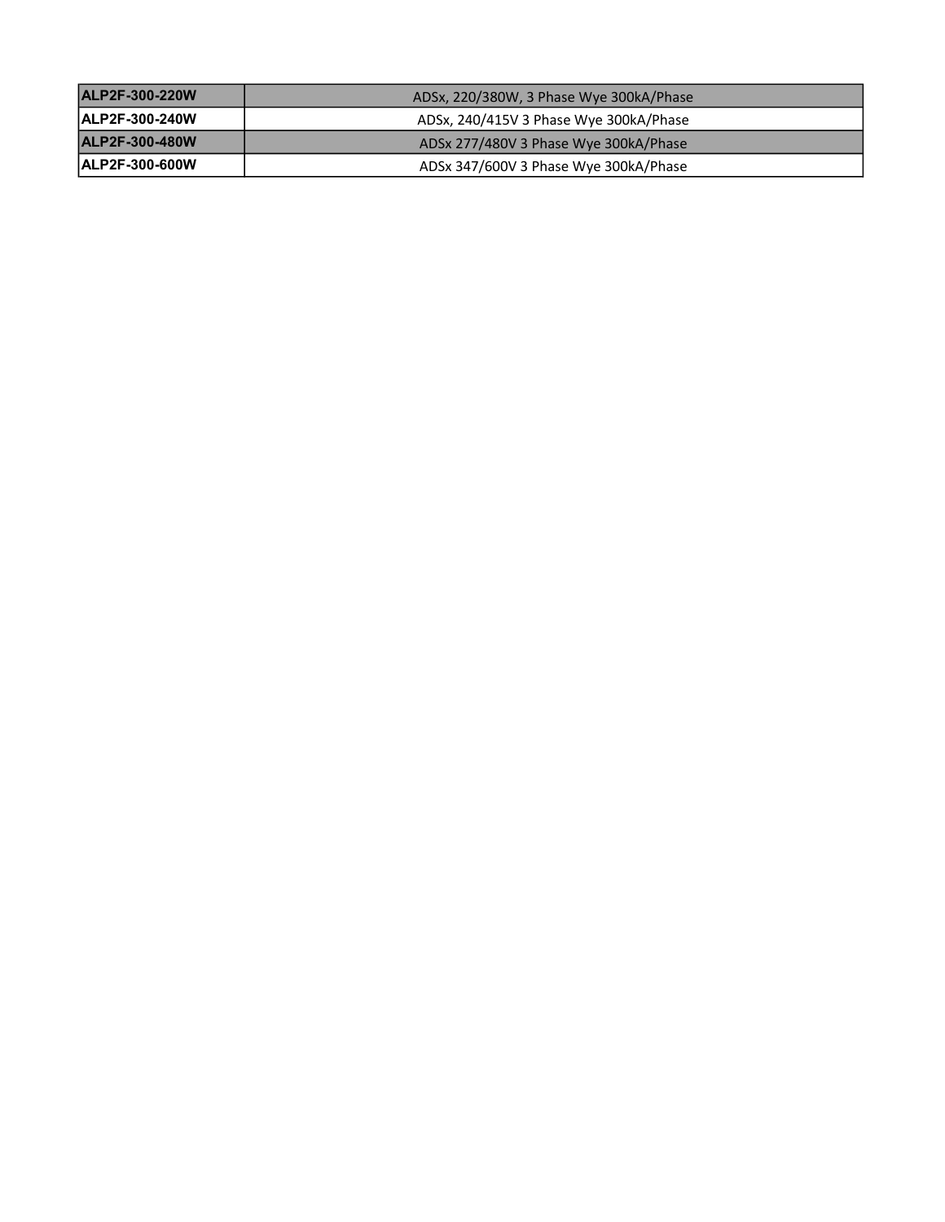| | |
|---|---|
| **ALP2F-300-220W** | ADSx, 220/380W, 3 Phase Wye 300kA/Phase |
| **ALP2F-300-240W** | ADSx, 240/415V 3 Phase Wye 300kA/Phase |
| **ALP2F-300-480W** | ADSx 277/480V 3 Phase Wye 300kA/Phase |
| **ALP2F-300-600W** | ADSx 347/600V 3 Phase Wye 300kA/Phase |